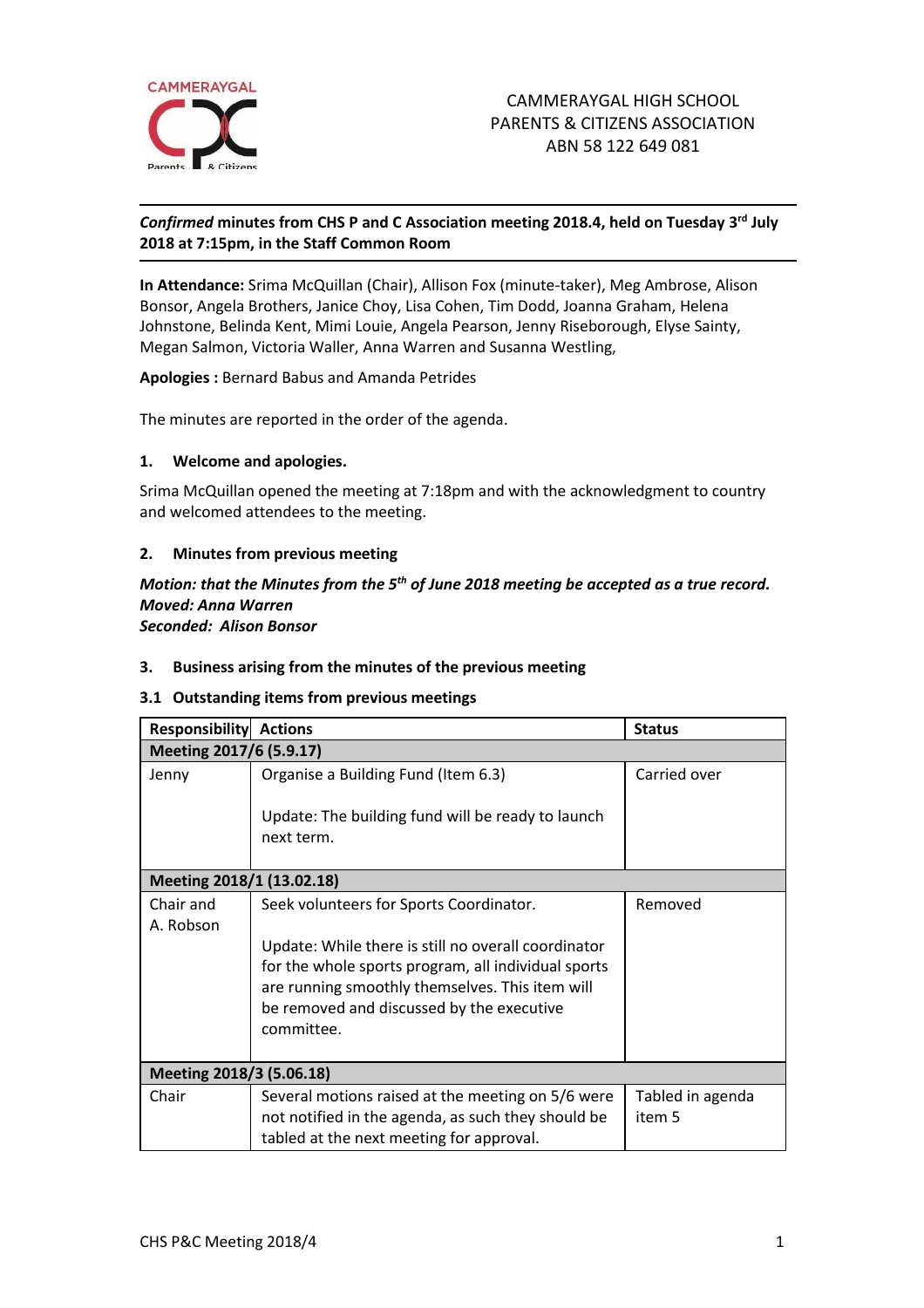CAMMERAYGAL HIGH SCHOOL
PARENTS & CITIZENS ASSOCIATION
ABN 58 122 649 081

***Confirmed* minutes from CHS P and C Association meeting 2018.4, held on Tuesday 3rd July 2018 at 7:15pm, in the Staff Common Room**

**In Attendance:** Srima McQuillan (Chair), Allison Fox (minute-taker), Meg Ambrose, Alison Bonsor, Angela Brothers, Janice Choy, Lisa Cohen, Tim Dodd, Joanna Graham, Helena Johnstone, Belinda Kent, Mimi Louie, Angela Pearson, Jenny Riseborough, Elyse Sainty, Megan Salmon, Victoria Waller, Anna Warren and Susanna Westling,

**Apologies :** Bernard Babus and Amanda Petrides

The minutes are reported in the order of the agenda.

### 1. Welcome and apologies.

Srima McQuillan opened the meeting at 7:18pm and with the acknowledgment to country and welcomed attendees to the meeting.

### 2. Minutes from previous meeting

***Motion: that the Minutes from the 5th of June 2018 meeting be accepted as a true record.***
***Moved: Anna Warren***
***Seconded: Alison Bonsor***

### 3. Business arising from the minutes of the previous meeting

#### 3.1 Outstanding items from previous meetings

| Responsibility | Actions | Status |
|---|---|---|
| **Meeting 2017/6 (5.9.17)** | | |
| Jenny | Organise a Building Fund (Item 6.3)<br><br>Update: The building fund will be ready to launch next term. | Carried over |
| **Meeting 2018/1 (13.02.18)** | | |
| Chair and A. Robson | Seek volunteers for Sports Coordinator.<br><br>Update: While there is still no overall coordinator for the whole sports program, all individual sports are running smoothly themselves. This item will be removed and discussed by the executive committee. | Removed |
| **Meeting 2018/3 (5.06.18)** | | |
| Chair | Several motions raised at the meeting on 5/6 were not notified in the agenda, as such they should be tabled at the next meeting for approval. | Tabled in agenda item 5 |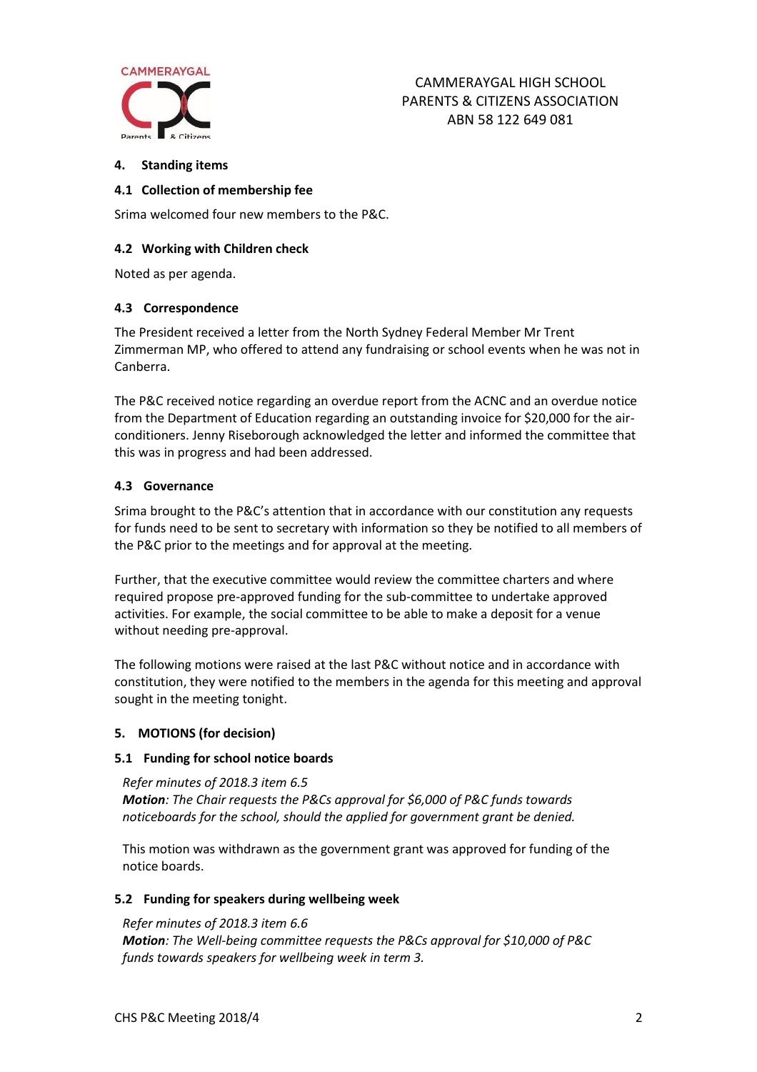#### 4. Standing items

#### 4.1 Collection of membership fee

Srima welcomed four new members to the P&C.

#### 4.2 Working with Children check

Noted as per agenda.

#### 4.3 Correspondence

The President received a letter from the North Sydney Federal Member Mr Trent Zimmerman MP, who offered to attend any fundraising or school events when he was not in Canberra.

The P&C received notice regarding an overdue report from the ACNC and an overdue notice from the Department of Education regarding an outstanding invoice for $20,000 for the air-conditioners. Jenny Riseborough acknowledged the letter and informed the committee that this was in progress and had been addressed.

#### 4.3 Governance

Srima brought to the P&C's attention that in accordance with our constitution any requests for funds need to be sent to secretary with information so they be notified to all members of the P&C prior to the meetings and for approval at the meeting.

Further, that the executive committee would review the committee charters and where required propose pre-approved funding for the sub-committee to undertake approved activities. For example, the social committee to be able to make a deposit for a venue without needing pre-approval.

The following motions were raised at the last P&C without notice and in accordance with constitution, they were notified to the members in the agenda for this meeting and approval sought in the meeting tonight.

#### 5. MOTIONS (for decision)

#### 5.1 Funding for school notice boards

*Refer minutes of 2018.3 item 6.5*
***Motion****: The Chair requests the P&Cs approval for $6,000 of P&C funds towards noticeboards for the school, should the applied for government grant be denied.*

This motion was withdrawn as the government grant was approved for funding of the notice boards.

#### 5.2 Funding for speakers during wellbeing week

*Refer minutes of 2018.3 item 6.6*
***Motion****: The Well-being committee requests the P&Cs approval for $10,000 of P&C funds towards speakers for wellbeing week in term 3.*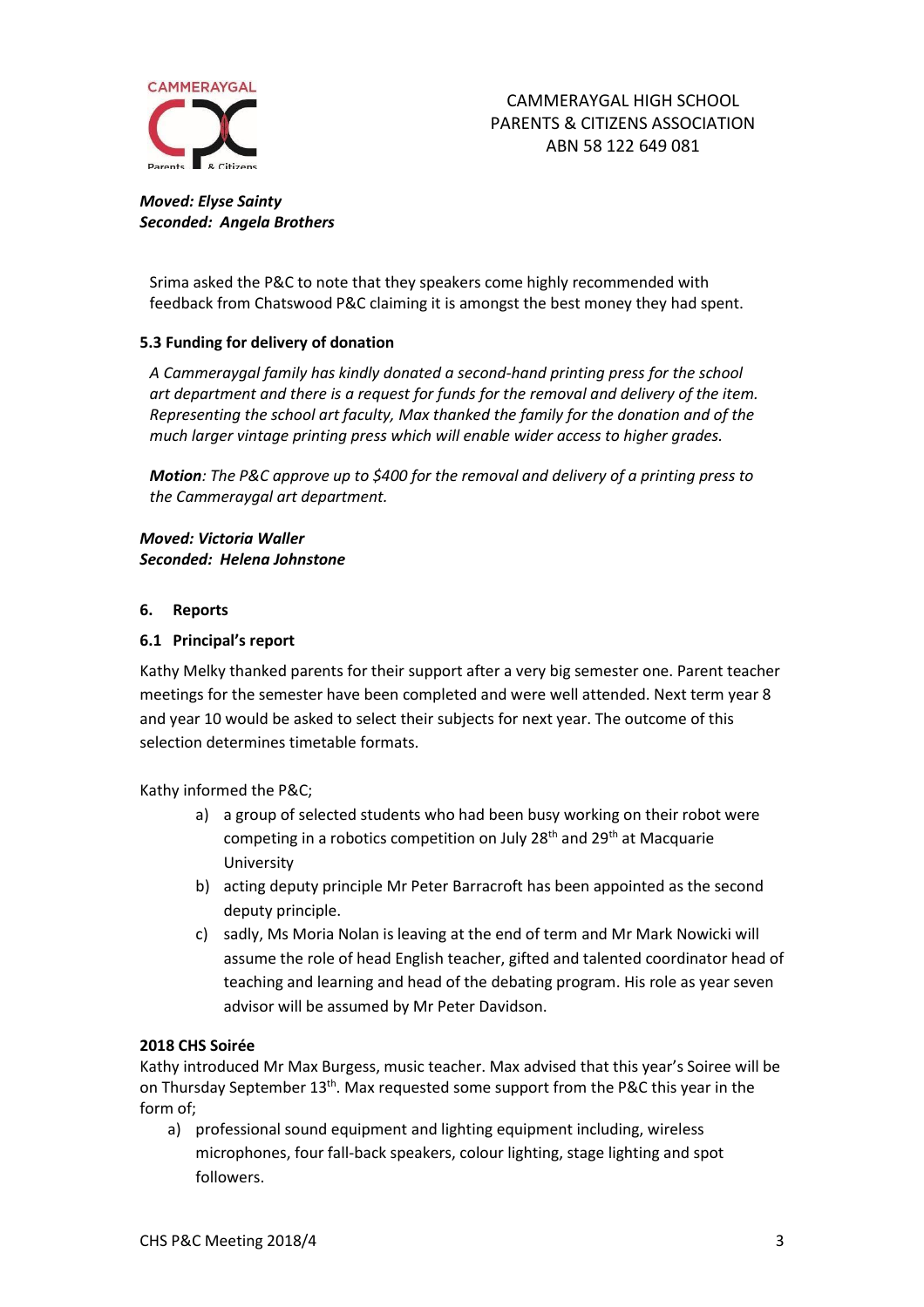*Moved: Elyse Sainty*
*Seconded: Angela Brothers*

Srima asked the P&C to note that they speakers come highly recommended with feedback from Chatswood P&C claiming it is amongst the best money they had spent.

**5.3 Funding for delivery of donation**

*A Cammeraygal family has kindly donated a second-hand printing press for the school art department and there is a request for funds for the removal and delivery of the item. Representing the school art faculty, Max thanked the family for the donation and of the much larger vintage printing press which will enable wider access to higher grades.*

***Motion****: The P&C approve up to $400 for the removal and delivery of a printing press to the Cammeraygal art department.*

*Moved: Victoria Waller*
*Seconded: Helena Johnstone*

**6. Reports**

**6.1 Principal's report**

Kathy Melky thanked parents for their support after a very big semester one. Parent teacher meetings for the semester have been completed and were well attended. Next term year 8 and year 10 would be asked to select their subjects for next year. The outcome of this selection determines timetable formats.

Kathy informed the P&C;

a) a group of selected students who had been busy working on their robot were competing in a robotics competition on July 28th and 29th at Macquarie University
b) acting deputy principle Mr Peter Barracroft has been appointed as the second deputy principle.
c) sadly, Ms Moria Nolan is leaving at the end of term and Mr Mark Nowicki will assume the role of head English teacher, gifted and talented coordinator head of teaching and learning and head of the debating program. His role as year seven advisor will be assumed by Mr Peter Davidson.

**2018 CHS Soirée**

Kathy introduced Mr Max Burgess, music teacher. Max advised that this year's Soiree will be on Thursday September 13th. Max requested some support from the P&C this year in the form of;

a) professional sound equipment and lighting equipment including, wireless microphones, four fall-back speakers, colour lighting, stage lighting and spot followers.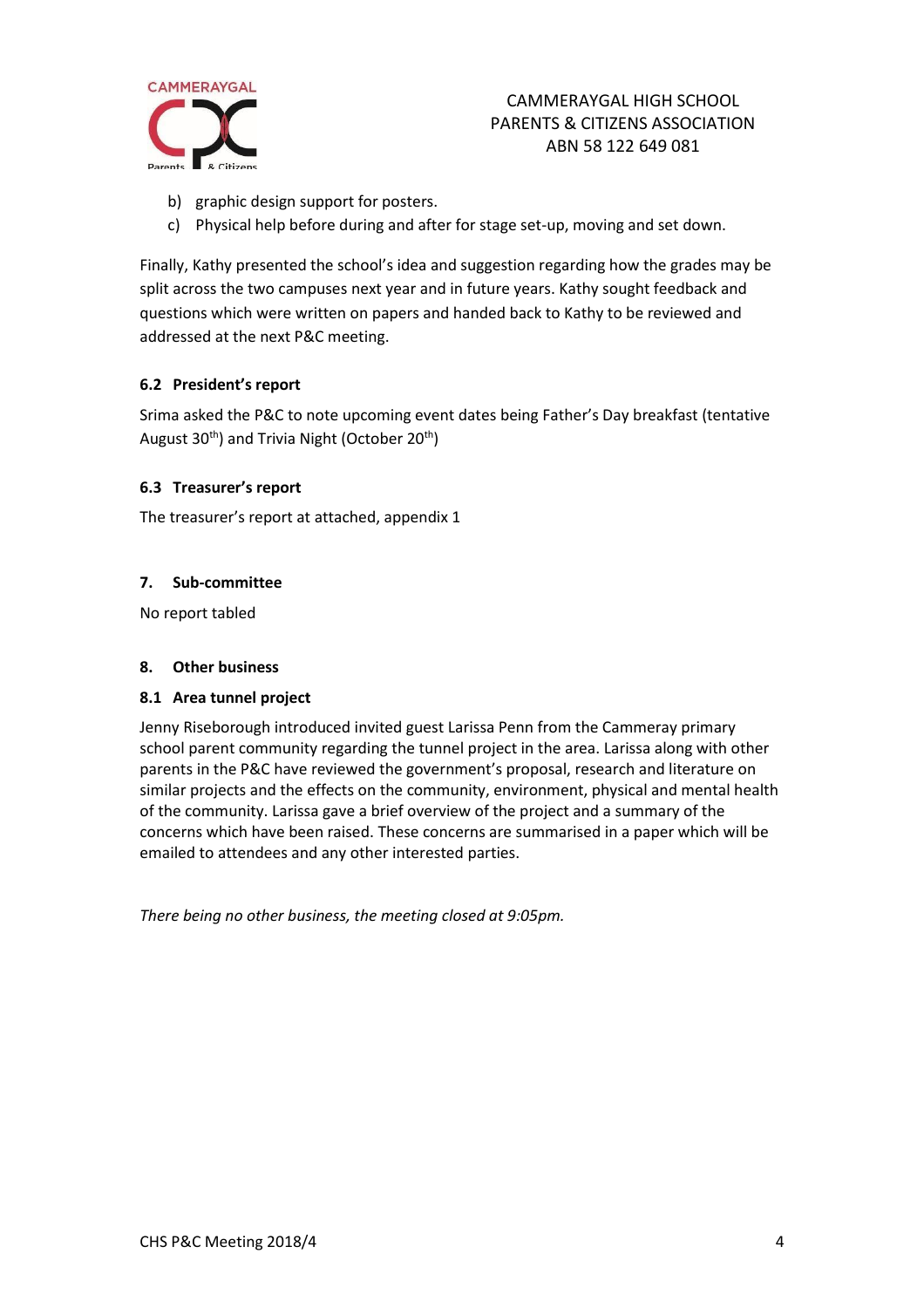b) graphic design support for posters.
c) Physical help before during and after for stage set-up, moving and set down.

Finally, Kathy presented the school's idea and suggestion regarding how the grades may be split across the two campuses next year and in future years. Kathy sought feedback and questions which were written on papers and handed back to Kathy to be reviewed and addressed at the next P&C meeting.

### 6.2 President's report

Srima asked the P&C to note upcoming event dates being Father's Day breakfast (tentative August 30th) and Trivia Night (October 20th)

### 6.3 Treasurer's report

The treasurer's report at attached, appendix 1

## 7. Sub-committee

No report tabled

## 8. Other business

### 8.1 Area tunnel project

Jenny Riseborough introduced invited guest Larissa Penn from the Cammeray primary school parent community regarding the tunnel project in the area. Larissa along with other parents in the P&C have reviewed the government's proposal, research and literature on similar projects and the effects on the community, environment, physical and mental health of the community. Larissa gave a brief overview of the project and a summary of the concerns which have been raised. These concerns are summarised in a paper which will be emailed to attendees and any other interested parties.

*There being no other business, the meeting closed at 9:05pm.*